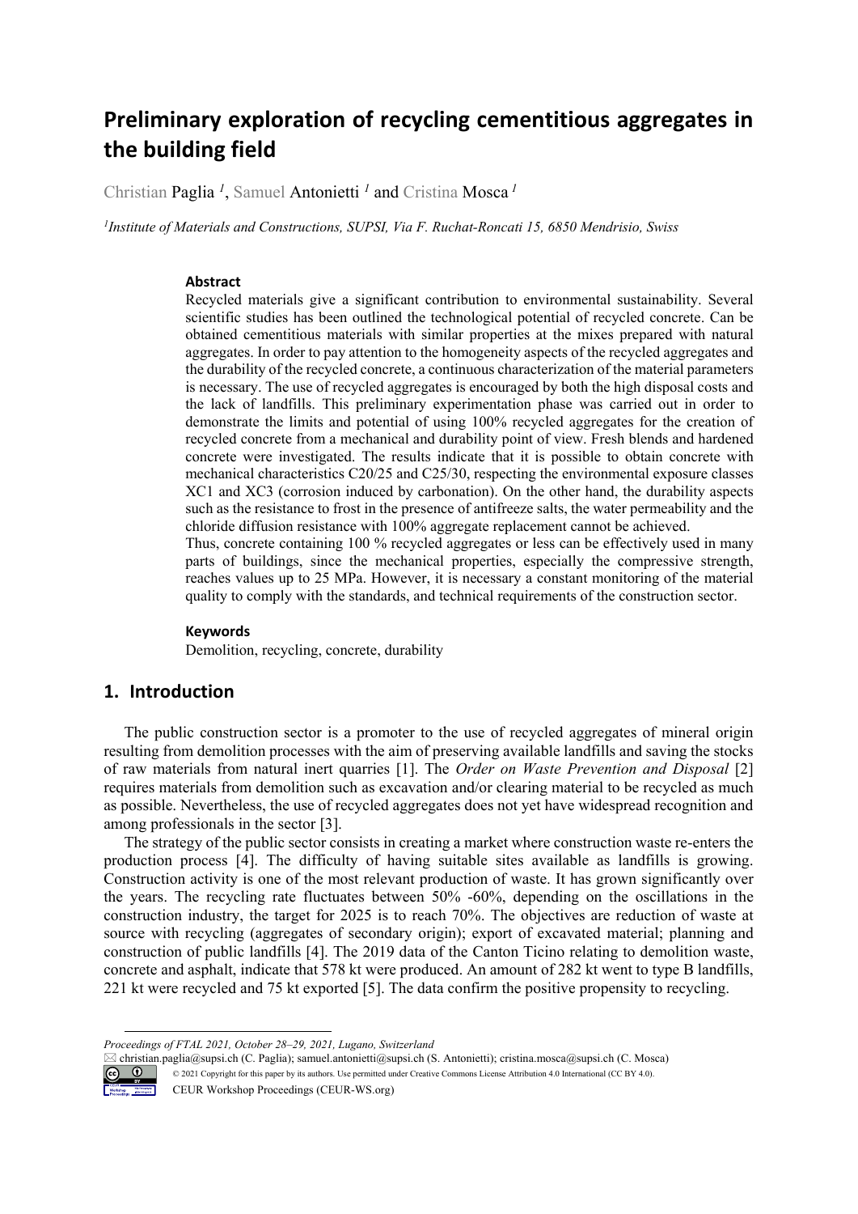# Preliminary exploration of recycling cementitious aggregates in the building field

Christian Paglia [1], Samuel Antonietti [1] and Cristina Mosca [1]

[1]Institute of Materials and Constructions, SUPSI, Via F. Ruchat-Roncati 15, 6850 Mendrisio, Swiss

### Abstract

Recycled materials give a significant contribution to environmental sustainability. Several scientific studies has been outlined the technological potential of recycled concrete. Can be obtained cementitious materials with similar properties at the mixes prepared with natural aggregates. In order to pay attention to the homogeneity aspects of the recycled aggregates and the durability of the recycled concrete, a continuous characterization of the material parameters is necessary. The use of recycled aggregates is encouraged by both the high disposal costs and the lack of landfills. This preliminary experimentation phase was carried out in order to demonstrate the limits and potential of using 100% recycled aggregates for the creation of recycled concrete from a mechanical and durability point of view. Fresh blends and hardened concrete were investigated. The results indicate that it is possible to obtain concrete with mechanical characteristics C20/25 and C25/30, respecting the environmental exposure classes XC1 and XC3 (corrosion induced by carbonation). On the other hand, the durability aspects such as the resistance to frost in the presence of antifreeze salts, the water permeability and the chloride diffusion resistance with 100% aggregate replacement cannot be achieved.

Thus, concrete containing 100 % recycled aggregates or less can be effectively used in many parts of buildings, since the mechanical properties, especially the compressive strength, reaches values up to 25 MPa. However, it is necessary a constant monitoring of the material quality to comply with the standards, and technical requirements of the construction sector.

### Keywords

Demolition, recycling, concrete, durability

## 1. Introduction

The public construction sector is a promoter to the use of recycled aggregates of mineral origin resulting from demolition processes with the aim of preserving available landfills and saving the stocks of raw materials from natural inert quarries [1]. The *Order on Waste Prevention and Disposal* [2] requires materials from demolition such as excavation and/or clearing material to be recycled as much as possible. Nevertheless, the use of recycled aggregates does not yet have widespread recognition and among professionals in the sector [3].

The strategy of the public sector consists in creating a market where construction waste re-enters the production process [4]. The difficulty of having suitable sites available as landfills is growing. Construction activity is one of the most relevant production of waste. It has grown significantly over the years. The recycling rate fluctuates between 50% -60%, depending on the oscillations in the construction industry, the target for 2025 is to reach 70%. The objectives are reduction of waste at source with recycling (aggregates of secondary origin); export of excavated material; planning and construction of public landfills [4]. The 2019 data of the Canton Ticino relating to demolition waste, concrete and asphalt, indicate that 578 kt were produced. An amount of 282 kt went to type B landfills, 221 kt were recycled and 75 kt exported [5]. The data confirm the positive propensity to recycling.

*Proceedings of FTAL 2021, October 28–29, 2021, Lugano, Switzerland*
christian.paglia@supsi.ch (C. Paglia); samuel.antonietti@supsi.ch (S. Antonietti); cristina.mosca@supsi.ch (C. Mosca)
© 2021 Copyright for this paper by its authors. Use permitted under Creative Commons License Attribution 4.0 International (CC BY 4.0).
CEUR Workshop Proceedings (CEUR-WS.org)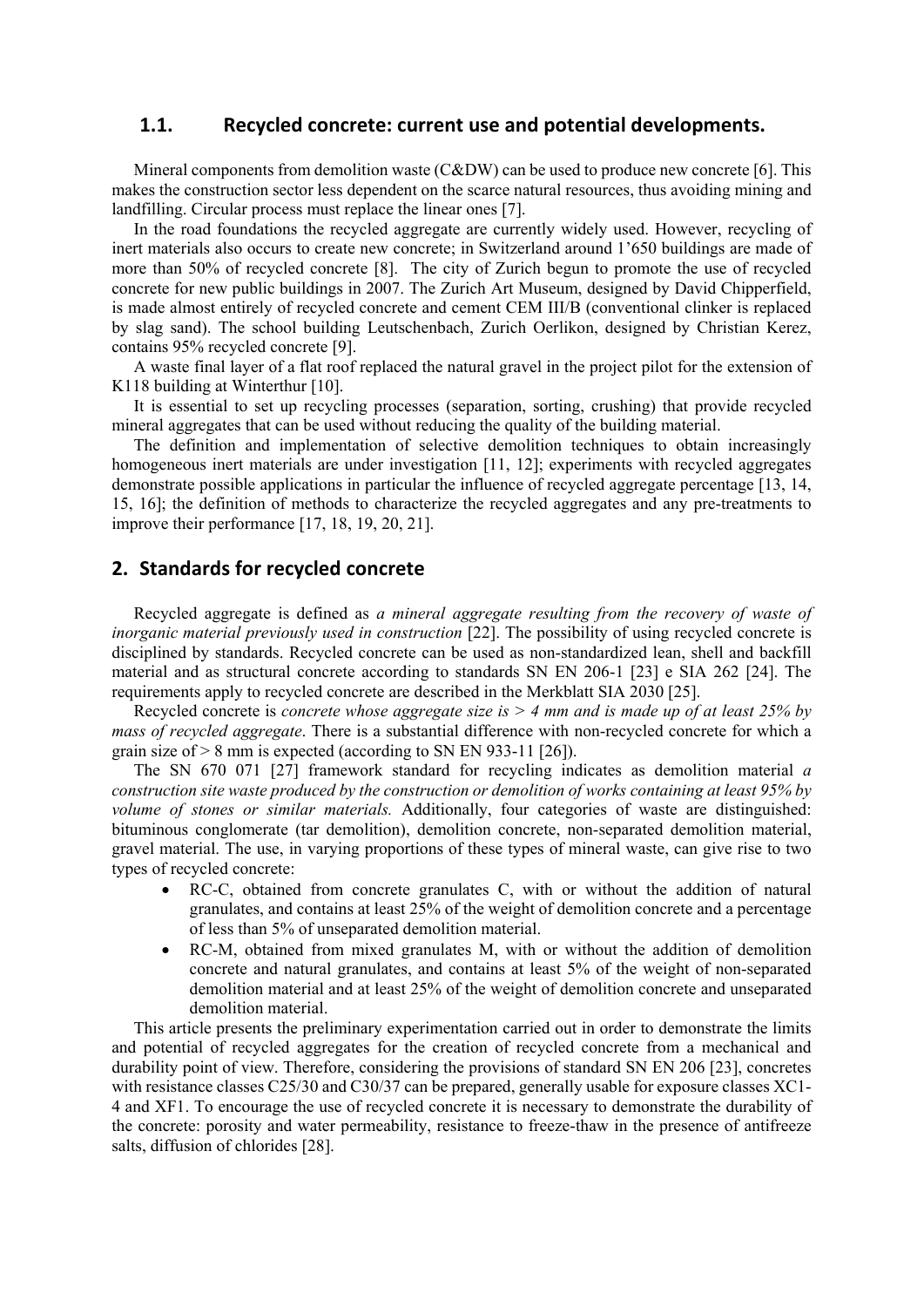### 1.1. Recycled concrete: current use and potential developments.

Mineral components from demolition waste (C&DW) can be used to produce new concrete [6]. This makes the construction sector less dependent on the scarce natural resources, thus avoiding mining and landfilling. Circular process must replace the linear ones [7].

In the road foundations the recycled aggregate are currently widely used. However, recycling of inert materials also occurs to create new concrete; in Switzerland around 1'650 buildings are made of more than 50% of recycled concrete [8]. The city of Zurich begun to promote the use of recycled concrete for new public buildings in 2007. The Zurich Art Museum, designed by David Chipperfield, is made almost entirely of recycled concrete and cement CEM III/B (conventional clinker is replaced by slag sand). The school building Leutschenbach, Zurich Oerlikon, designed by Christian Kerez, contains 95% recycled concrete [9].

A waste final layer of a flat roof replaced the natural gravel in the project pilot for the extension of K118 building at Winterthur [10].

It is essential to set up recycling processes (separation, sorting, crushing) that provide recycled mineral aggregates that can be used without reducing the quality of the building material.

The definition and implementation of selective demolition techniques to obtain increasingly homogeneous inert materials are under investigation [11, 12]; experiments with recycled aggregates demonstrate possible applications in particular the influence of recycled aggregate percentage [13, 14, 15, 16]; the definition of methods to characterize the recycled aggregates and any pre-treatments to improve their performance [17, 18, 19, 20, 21].

## 2. Standards for recycled concrete

Recycled aggregate is defined as *a mineral aggregate resulting from the recovery of waste of inorganic material previously used in construction* [22]. The possibility of using recycled concrete is disciplined by standards. Recycled concrete can be used as non-standardized lean, shell and backfill material and as structural concrete according to standards SN EN 206-1 [23] e SIA 262 [24]. The requirements apply to recycled concrete are described in the Merkblatt SIA 2030 [25].

Recycled concrete is *concrete whose aggregate size is > 4 mm and is made up of at least 25% by mass of recycled aggregate*. There is a substantial difference with non-recycled concrete for which a grain size of > 8 mm is expected (according to SN EN 933-11 [26]).

The SN 670 071 [27] framework standard for recycling indicates as demolition material *a construction site waste produced by the construction or demolition of works containing at least 95% by volume of stones or similar materials.* Additionally, four categories of waste are distinguished: bituminous conglomerate (tar demolition), demolition concrete, non-separated demolition material, gravel material. The use, in varying proportions of these types of mineral waste, can give rise to two types of recycled concrete:

- RC-C, obtained from concrete granulates C, with or without the addition of natural granulates, and contains at least 25% of the weight of demolition concrete and a percentage of less than 5% of unseparated demolition material.
- RC-M, obtained from mixed granulates M, with or without the addition of demolition concrete and natural granulates, and contains at least 5% of the weight of non-separated demolition material and at least 25% of the weight of demolition concrete and unseparated demolition material.

This article presents the preliminary experimentation carried out in order to demonstrate the limits and potential of recycled aggregates for the creation of recycled concrete from a mechanical and durability point of view. Therefore, considering the provisions of standard SN EN 206 [23], concretes with resistance classes C25/30 and C30/37 can be prepared, generally usable for exposure classes XC1-4 and XF1. To encourage the use of recycled concrete it is necessary to demonstrate the durability of the concrete: porosity and water permeability, resistance to freeze-thaw in the presence of antifreeze salts, diffusion of chlorides [28].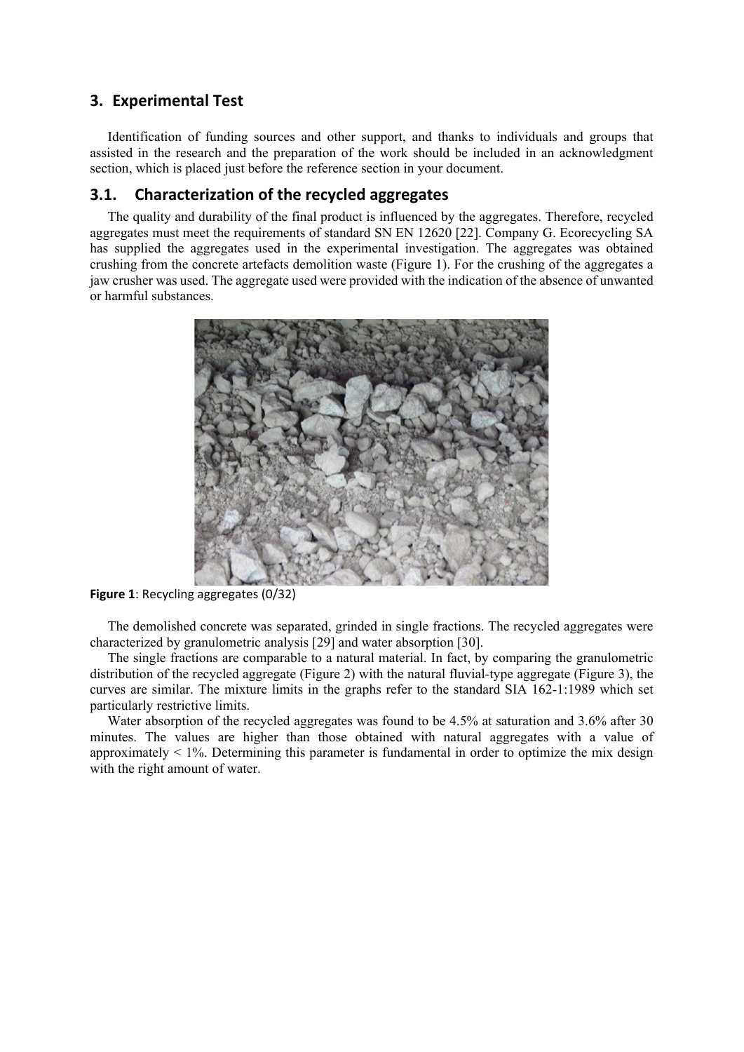## 3. Experimental Test

Identification of funding sources and other support, and thanks to individuals and groups that assisted in the research and the preparation of the work should be included in an acknowledgment section, which is placed just before the reference section in your document.

### 3.1. Characterization of the recycled aggregates

The quality and durability of the final product is influenced by the aggregates. Therefore, recycled aggregates must meet the requirements of standard SN EN 12620 [22]. Company G. Ecorecycling SA has supplied the aggregates used in the experimental investigation. The aggregates was obtained crushing from the concrete artefacts demolition waste (Figure 1). For the crushing of the aggregates a jaw crusher was used. The aggregate used were provided with the indication of the absence of unwanted or harmful substances.

**Figure 1**: Recycling aggregates (0/32)

The demolished concrete was separated, grinded in single fractions. The recycled aggregates were characterized by granulometric analysis [29] and water absorption [30].

The single fractions are comparable to a natural material. In fact, by comparing the granulometric distribution of the recycled aggregate (Figure 2) with the natural fluvial-type aggregate (Figure 3), the curves are similar. The mixture limits in the graphs refer to the standard SIA 162-1:1989 which set particularly restrictive limits.

Water absorption of the recycled aggregates was found to be 4.5% at saturation and 3.6% after 30 minutes. The values are higher than those obtained with natural aggregates with a value of approximately < 1%. Determining this parameter is fundamental in order to optimize the mix design with the right amount of water.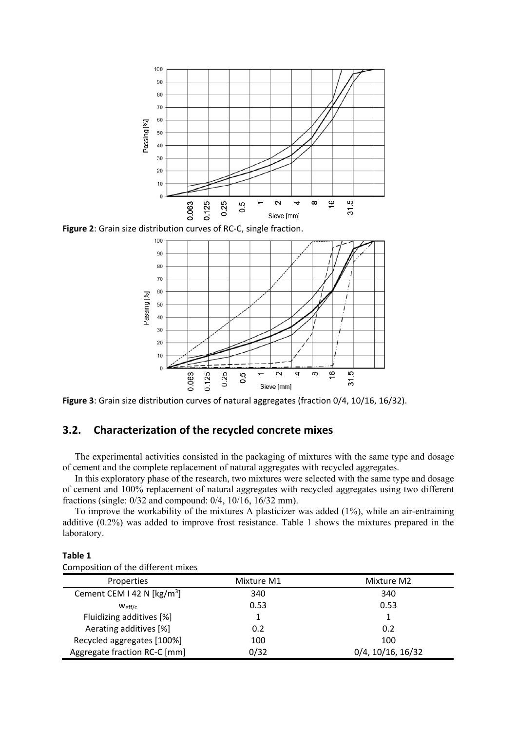**Figure 2**: Grain size distribution curves of RC-C, single fraction.

**Figure 3**: Grain size distribution curves of natural aggregates (fraction 0/4, 10/16, 16/32).

## 3.2. Characterization of the recycled concrete mixes

The experimental activities consisted in the packaging of mixtures with the same type and dosage of cement and the complete replacement of natural aggregates with recycled aggregates.

In this exploratory phase of the research, two mixtures were selected with the same type and dosage of cement and 100% replacement of natural aggregates with recycled aggregates using two different fractions (single: 0/32 and compound: 0/4, 10/16, 16/32 mm).

To improve the workability of the mixtures A plasticizer was added (1%), while an air-entraining additive (0.2%) was added to improve frost resistance. Table 1 shows the mixtures prepared in the laboratory.

**Table 1**

Composition of the different mixes

| Properties | Mixture M1 | Mixture M2 |
|---|---|---|
| Cement CEM I 42 N [kg/m$^3$] | 340 | 340 |
| $w_{eff/c}$ | 0.53 | 0.53 |
| Fluidizing additives [%] | 1 | 1 |
| Aerating additives [%] | 0.2 | 0.2 |
| Recycled aggregates [100%] | 100 | 100 |
| Aggregate fraction RC-C [mm] | 0/32 | 0/4, 10/16, 16/32 |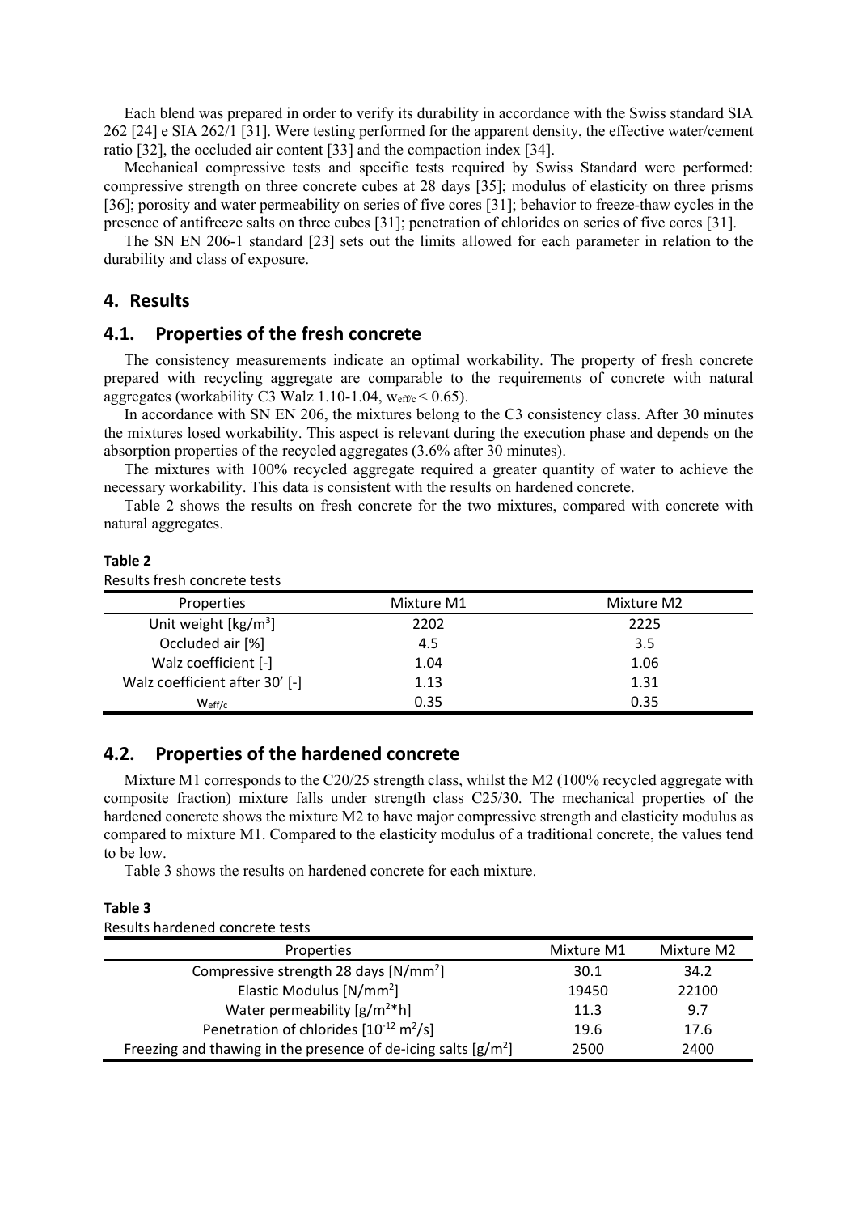Each blend was prepared in order to verify its durability in accordance with the Swiss standard SIA 262 [24] e SIA 262/1 [31]. Were testing performed for the apparent density, the effective water/cement ratio [32], the occluded air content [33] and the compaction index [34].

Mechanical compressive tests and specific tests required by Swiss Standard were performed: compressive strength on three concrete cubes at 28 days [35]; modulus of elasticity on three prisms [36]; porosity and water permeability on series of five cores [31]; behavior to freeze-thaw cycles in the presence of antifreeze salts on three cubes [31]; penetration of chlorides on series of five cores [31].

The SN EN 206-1 standard [23] sets out the limits allowed for each parameter in relation to the durability and class of exposure.

## 4. Results

### 4.1. Properties of the fresh concrete

The consistency measurements indicate an optimal workability. The property of fresh concrete prepared with recycling aggregate are comparable to the requirements of concrete with natural aggregates (workability C3 Walz 1.10-1.04, $w_{eff/c} < 0.65$).

In accordance with SN EN 206, the mixtures belong to the C3 consistency class. After 30 minutes the mixtures losed workability. This aspect is relevant during the execution phase and depends on the absorption properties of the recycled aggregates (3.6% after 30 minutes).

The mixtures with 100% recycled aggregate required a greater quantity of water to achieve the necessary workability. This data is consistent with the results on hardened concrete.

Table 2 shows the results on fresh concrete for the two mixtures, compared with concrete with natural aggregates.

**Table 2**

Results fresh concrete tests

| Properties | Mixture M1 | Mixture M2 |
|---|---|---|
| Unit weight [kg/m$^3$] | 2202 | 2225 |
| Occluded air [%] | 4.5 | 3.5 |
| Walz coefficient [-] | 1.04 | 1.06 |
| Walz coefficient after 30' [-] | 1.13 | 1.31 |
| $w_{eff/c}$ | 0.35 | 0.35 |

### 4.2. Properties of the hardened concrete

Mixture M1 corresponds to the C20/25 strength class, whilst the M2 (100% recycled aggregate with composite fraction) mixture falls under strength class C25/30. The mechanical properties of the hardened concrete shows the mixture M2 to have major compressive strength and elasticity modulus as compared to mixture M1. Compared to the elasticity modulus of a traditional concrete, the values tend to be low.

Table 3 shows the results on hardened concrete for each mixture.

**Table 3**

Results hardened concrete tests

| Properties | Mixture M1 | Mixture M2 |
|---|---|---|
| Compressive strength 28 days [N/mm$^2$] | 30.1 | 34.2 |
| Elastic Modulus [N/mm$^2$] | 19450 | 22100 |
| Water permeability [g/m$^2$*h] | 11.3 | 9.7 |
| Penetration of chlorides [$10^{-12}$ m$^2$/s] | 19.6 | 17.6 |
| Freezing and thawing in the presence of de-icing salts [g/m$^2$] | 2500 | 2400 |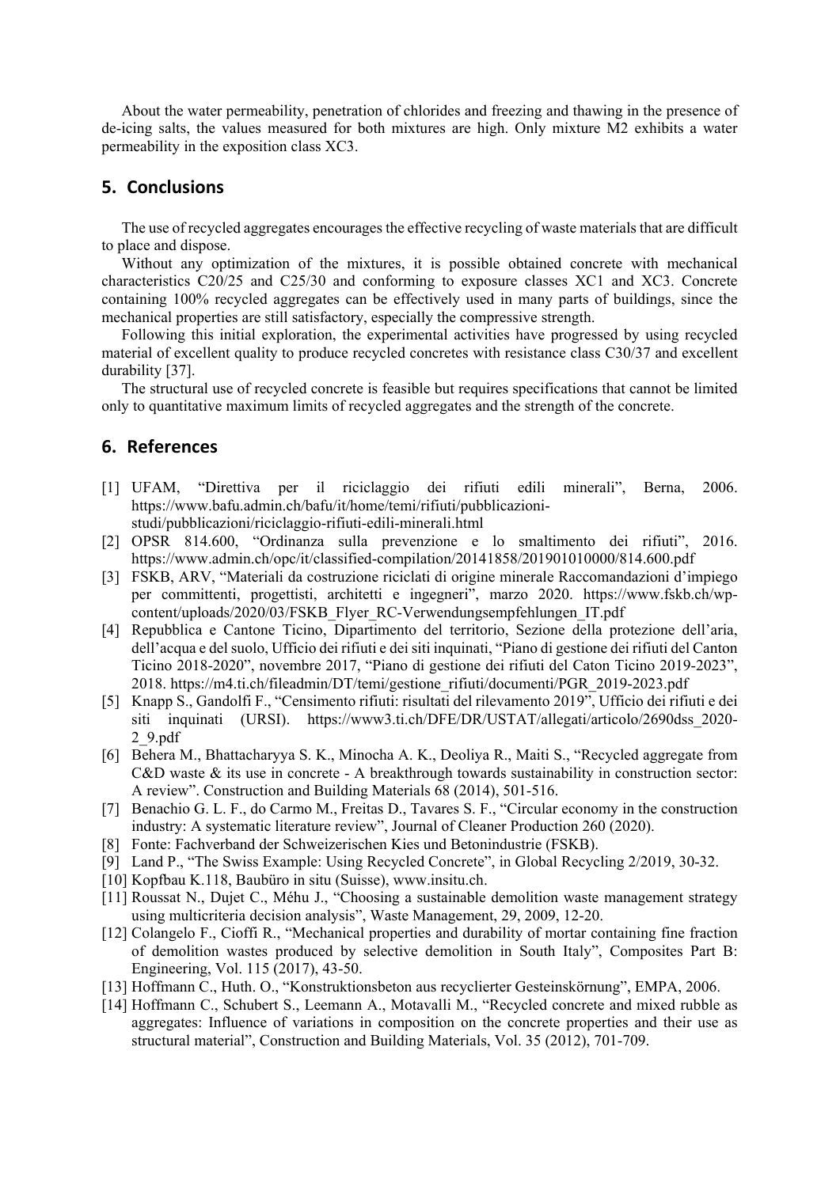About the water permeability, penetration of chlorides and freezing and thawing in the presence of de-icing salts, the values measured for both mixtures are high. Only mixture M2 exhibits a water permeability in the exposition class XC3.

## 5. Conclusions

The use of recycled aggregates encourages the effective recycling of waste materials that are difficult to place and dispose.

Without any optimization of the mixtures, it is possible obtained concrete with mechanical characteristics C20/25 and C25/30 and conforming to exposure classes XC1 and XC3. Concrete containing 100% recycled aggregates can be effectively used in many parts of buildings, since the mechanical properties are still satisfactory, especially the compressive strength.

Following this initial exploration, the experimental activities have progressed by using recycled material of excellent quality to produce recycled concretes with resistance class C30/37 and excellent durability [37].

The structural use of recycled concrete is feasible but requires specifications that cannot be limited only to quantitative maximum limits of recycled aggregates and the strength of the concrete.

## 6. References

[1] UFAM, "Direttiva per il riciclaggio dei rifiuti edili minerali", Berna, 2006. https://www.bafu.admin.ch/bafu/it/home/temi/rifiuti/pubblicazioni-studi/pubblicazioni/riciclaggio-rifiuti-edili-minerali.html

[2] OPSR 814.600, "Ordinanza sulla prevenzione e lo smaltimento dei rifiuti", 2016. https://www.admin.ch/opc/it/classified-compilation/20141858/201901010000/814.600.pdf

[3] FSKB, ARV, "Materiali da costruzione riciclati di origine minerale Raccomandazioni d'impiego per committenti, progettisti, architetti e ingegneri", marzo 2020. https://www.fskb.ch/wp-content/uploads/2020/03/FSKB_Flyer_RC-Verwendungsempfehlungen_IT.pdf

[4] Repubblica e Cantone Ticino, Dipartimento del territorio, Sezione della protezione dell'aria, dell'acqua e del suolo, Ufficio dei rifiuti e dei siti inquinati, "Piano di gestione dei rifiuti del Canton Ticino 2018-2020", novembre 2017, "Piano di gestione dei rifiuti del Caton Ticino 2019-2023", 2018. https://m4.ti.ch/fileadmin/DT/temi/gestione_rifiuti/documenti/PGR_2019-2023.pdf

[5] Knapp S., Gandolfi F., "Censimento rifiuti: risultati del rilevamento 2019", Ufficio dei rifiuti e dei siti inquinati (URSI). https://www3.ti.ch/DFE/DR/USTAT/allegati/articolo/2690dss_2020-2_9.pdf

[6] Behera M., Bhattacharyya S. K., Minocha A. K., Deoliya R., Maiti S., "Recycled aggregate from C&D waste & its use in concrete - A breakthrough towards sustainability in construction sector: A review". Construction and Building Materials 68 (2014), 501-516.

[7] Benachio G. L. F., do Carmo M., Freitas D., Tavares S. F., "Circular economy in the construction industry: A systematic literature review", Journal of Cleaner Production 260 (2020).

[8] Fonte: Fachverband der Schweizerischen Kies und Betonindustrie (FSKB).

[9] Land P., "The Swiss Example: Using Recycled Concrete", in Global Recycling 2/2019, 30-32.

[10] Kopfbau K.118, Baubüro in situ (Suisse), www.insitu.ch.

[11] Roussat N., Dujet C., Méhu J., "Choosing a sustainable demolition waste management strategy using multicriteria decision analysis", Waste Management, 29, 2009, 12-20.

[12] Colangelo F., Cioffi R., "Mechanical properties and durability of mortar containing fine fraction of demolition wastes produced by selective demolition in South Italy", Composites Part B: Engineering, Vol. 115 (2017), 43-50.

[13] Hoffmann C., Huth. O., "Konstruktionsbeton aus recyclierter Gesteinskörnung", EMPA, 2006.

[14] Hoffmann C., Schubert S., Leemann A., Motavalli M., "Recycled concrete and mixed rubble as aggregates: Influence of variations in composition on the concrete properties and their use as structural material", Construction and Building Materials, Vol. 35 (2012), 701-709.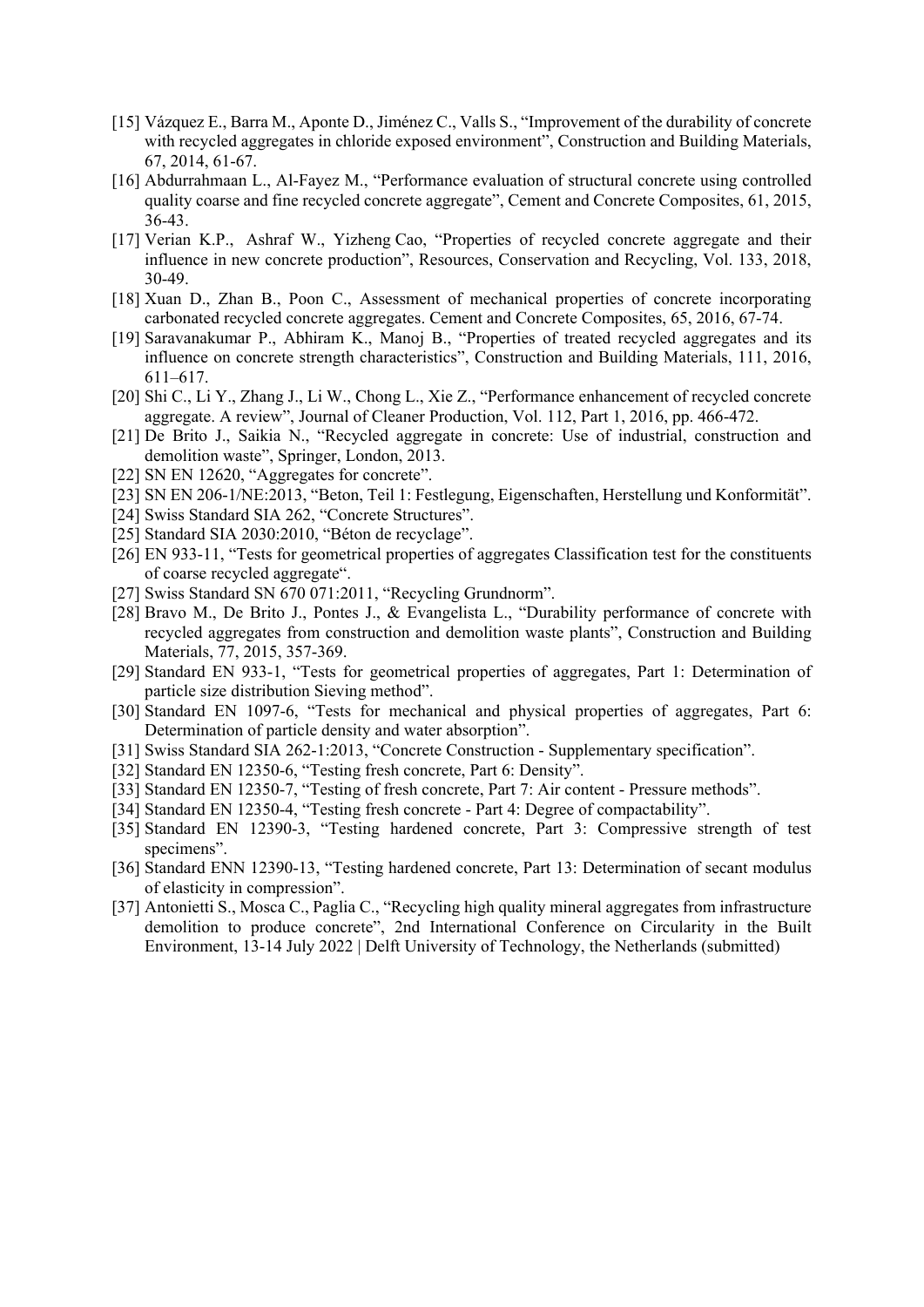[15] Vázquez E., Barra M., Aponte D., Jiménez C., Valls S., "Improvement of the durability of concrete with recycled aggregates in chloride exposed environment", Construction and Building Materials, 67, 2014, 61-67.

[16] Abdurrahmaan L., Al-Fayez M., "Performance evaluation of structural concrete using controlled quality coarse and fine recycled concrete aggregate", Cement and Concrete Composites, 61, 2015, 36-43.

[17] Verian K.P., Ashraf W., Yizheng Cao, "Properties of recycled concrete aggregate and their influence in new concrete production", Resources, Conservation and Recycling, Vol. 133, 2018, 30-49.

[18] Xuan D., Zhan B., Poon C., Assessment of mechanical properties of concrete incorporating carbonated recycled concrete aggregates. Cement and Concrete Composites, 65, 2016, 67-74.

[19] Saravanakumar P., Abhiram K., Manoj B., "Properties of treated recycled aggregates and its influence on concrete strength characteristics", Construction and Building Materials, 111, 2016, 611–617.

[20] Shi C., Li Y., Zhang J., Li W., Chong L., Xie Z., "Performance enhancement of recycled concrete aggregate. A review", Journal of Cleaner Production, Vol. 112, Part 1, 2016, pp. 466-472.

[21] De Brito J., Saikia N., "Recycled aggregate in concrete: Use of industrial, construction and demolition waste", Springer, London, 2013.

[22] SN EN 12620, "Aggregates for concrete".

[23] SN EN 206-1/NE:2013, "Beton, Teil 1: Festlegung, Eigenschaften, Herstellung und Konformität".

[24] Swiss Standard SIA 262, "Concrete Structures".

[25] Standard SIA 2030:2010, "Béton de recyclage".

[26] EN 933-11, "Tests for geometrical properties of aggregates Classification test for the constituents of coarse recycled aggregate".

[27] Swiss Standard SN 670 071:2011, "Recycling Grundnorm".

[28] Bravo M., De Brito J., Pontes J., & Evangelista L., "Durability performance of concrete with recycled aggregates from construction and demolition waste plants", Construction and Building Materials, 77, 2015, 357-369.

[29] Standard EN 933-1, "Tests for geometrical properties of aggregates, Part 1: Determination of particle size distribution Sieving method".

[30] Standard EN 1097-6, "Tests for mechanical and physical properties of aggregates, Part 6: Determination of particle density and water absorption".

[31] Swiss Standard SIA 262-1:2013, "Concrete Construction - Supplementary specification".

[32] Standard EN 12350-6, "Testing fresh concrete, Part 6: Density".

[33] Standard EN 12350-7, "Testing of fresh concrete, Part 7: Air content - Pressure methods".

[34] Standard EN 12350-4, "Testing fresh concrete - Part 4: Degree of compactability".

[35] Standard EN 12390-3, "Testing hardened concrete, Part 3: Compressive strength of test specimens".

[36] Standard ENN 12390-13, "Testing hardened concrete, Part 13: Determination of secant modulus of elasticity in compression".

[37] Antonietti S., Mosca C., Paglia C., "Recycling high quality mineral aggregates from infrastructure demolition to produce concrete", 2nd International Conference on Circularity in the Built Environment, 13-14 July 2022 | Delft University of Technology, the Netherlands (submitted)